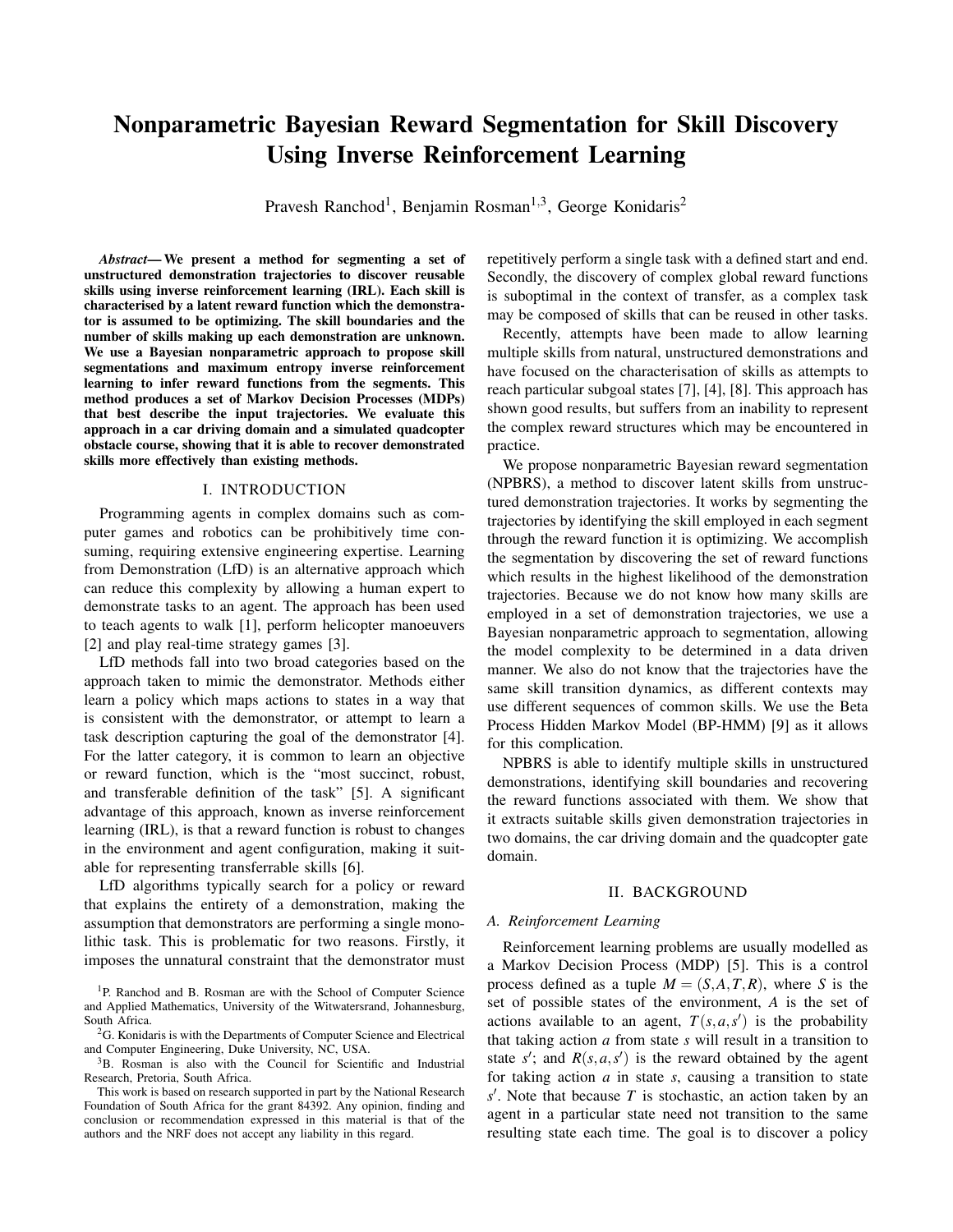# Nonparametric Bayesian Reward Segmentation for Skill Discovery Using Inverse Reinforcement Learning

Pravesh Ranchod[1], Benjamin Rosman[1,3], George Konidaris[2]

***Abstract*— We present a method for segmenting a set of unstructured demonstration trajectories to discover reusable skills using inverse reinforcement learning (IRL). Each skill is characterised by a latent reward function which the demonstrator is assumed to be optimizing. The skill boundaries and the number of skills making up each demonstration are unknown. We use a Bayesian nonparametric approach to propose skill segmentations and maximum entropy inverse reinforcement learning to infer reward functions from the segments. This method produces a set of Markov Decision Processes (MDPs) that best describe the input trajectories. We evaluate this approach in a car driving domain and a simulated quadcopter obstacle course, showing that it is able to recover demonstrated skills more effectively than existing methods.**

## I. INTRODUCTION

Programming agents in complex domains such as computer games and robotics can be prohibitively time consuming, requiring extensive engineering expertise. Learning from Demonstration (LfD) is an alternative approach which can reduce this complexity by allowing a human expert to demonstrate tasks to an agent. The approach has been used to teach agents to walk [1], perform helicopter manoeuvers [2] and play real-time strategy games [3].

LfD methods fall into two broad categories based on the approach taken to mimic the demonstrator. Methods either learn a policy which maps actions to states in a way that is consistent with the demonstrator, or attempt to learn a task description capturing the goal of the demonstrator [4]. For the latter category, it is common to learn an objective or reward function, which is the "most succinct, robust, and transferable definition of the task" [5]. A significant advantage of this approach, known as inverse reinforcement learning (IRL), is that a reward function is robust to changes in the environment and agent configuration, making it suitable for representing transferrable skills [6].

LfD algorithms typically search for a policy or reward that explains the entirety of a demonstration, making the assumption that demonstrators are performing a single monolithic task. This is problematic for two reasons. Firstly, it imposes the unnatural constraint that the demonstrator must repetitively perform a single task with a defined start and end. Secondly, the discovery of complex global reward functions is suboptimal in the context of transfer, as a complex task may be composed of skills that can be reused in other tasks.

Recently, attempts have been made to allow learning multiple skills from natural, unstructured demonstrations and have focused on the characterisation of skills as attempts to reach particular subgoal states [7], [4], [8]. This approach has shown good results, but suffers from an inability to represent the complex reward structures which may be encountered in practice.

We propose nonparametric Bayesian reward segmentation (NPBRS), a method to discover latent skills from unstructured demonstration trajectories. It works by segmenting the trajectories by identifying the skill employed in each segment through the reward function it is optimizing. We accomplish the segmentation by discovering the set of reward functions which results in the highest likelihood of the demonstration trajectories. Because we do not know how many skills are employed in a set of demonstration trajectories, we use a Bayesian nonparametric approach to segmentation, allowing the model complexity to be determined in a data driven manner. We also do not know that the trajectories have the same skill transition dynamics, as different contexts may use different sequences of common skills. We use the Beta Process Hidden Markov Model (BP-HMM) [9] as it allows for this complication.

NPBRS is able to identify multiple skills in unstructured demonstrations, identifying skill boundaries and recovering the reward functions associated with them. We show that it extracts suitable skills given demonstration trajectories in two domains, the car driving domain and the quadcopter gate domain.

## II. BACKGROUND

### *A. Reinforcement Learning*

Reinforcement learning problems are usually modelled as a Markov Decision Process (MDP) [5]. This is a control process defined as a tuple $M = (S, A, T, R)$, where $S$ is the set of possible states of the environment, $A$ is the set of actions available to an agent, $T(s, a, s')$ is the probability that taking action $a$ from state $s$ will result in a transition to state $s'$; and $R(s, a, s')$ is the reward obtained by the agent for taking action $a$ in state $s$, causing a transition to state $s'$. Note that because $T$ is stochastic, an action taken by an agent in a particular state need not transition to the same resulting state each time. The goal is to discover a policy

[1]P. Ranchod and B. Rosman are with the School of Computer Science and Applied Mathematics, University of the Witwatersrand, Johannesburg, South Africa.

[2]G. Konidaris is with the Departments of Computer Science and Electrical and Computer Engineering, Duke University, NC, USA.

[3]B. Rosman is also with the Council for Scientific and Industrial Research, Pretoria, South Africa.

This work is based on research supported in part by the National Research Foundation of South Africa for the grant 84392. Any opinion, finding and conclusion or recommendation expressed in this material is that of the authors and the NRF does not accept any liability in this regard.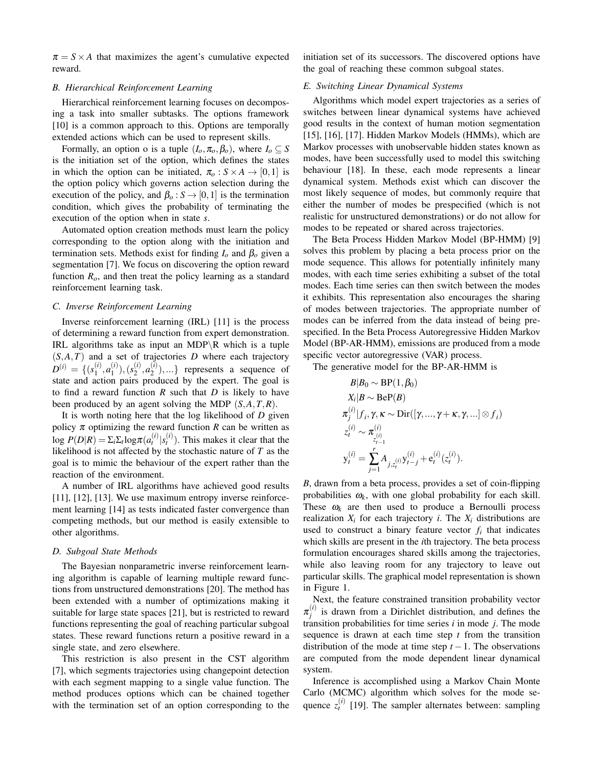$\pi = S \times A$ that maximizes the agent's cumulative expected reward.

### B. Hierarchical Reinforcement Learning

Hierarchical reinforcement learning focuses on decomposing a task into smaller subtasks. The options framework [10] is a common approach to this. Options are temporally extended actions which can be used to represent skills.

Formally, an option o is a tuple $(I_o, \pi_o, \beta_o)$, where $I_o \subseteq S$ is the initiation set of the option, which defines the states in which the option can be initiated, $\pi_o : S \times A \rightarrow [0,1]$ is the option policy which governs action selection during the execution of the policy, and $\beta_o : S \rightarrow [0,1]$ is the termination condition, which gives the probability of terminating the execution of the option when in state $s$.

Automated option creation methods must learn the policy corresponding to the option along with the initiation and termination sets. Methods exist for finding $I_o$ and $\beta_o$ given a segmentation [7]. We focus on discovering the option reward function $R_o$, and then treat the policy learning as a standard reinforcement learning task.

### C. Inverse Reinforcement Learning

Inverse reinforcement learning (IRL) [11] is the process of determining a reward function from expert demonstration. IRL algorithms take as input an MDP\R which is a tuple $(S, A, T)$ and a set of trajectories $D$ where each trajectory $D^{(i)} = \{(s_1^{(i)}, a_1^{(i)}), (s_2^{(i)}, a_2^{(i)}), ...\}$ represents a sequence of state and action pairs produced by the expert. The goal is to find a reward function $R$ such that $D$ is likely to have been produced by an agent solving the MDP $(S, A, T, R)$.

It is worth noting here that the log likelihood of $D$ given policy $\pi$ optimizing the reward function $R$ can be written as $\log P(D|R) = \Sigma_i \Sigma_t \log \pi(a_t^{(i)} | s_t^{(i)})$. This makes it clear that the likelihood is not affected by the stochastic nature of $T$ as the goal is to mimic the behaviour of the expert rather than the reaction of the environment.

A number of IRL algorithms have achieved good results [11], [12], [13]. We use maximum entropy inverse reinforcement learning [14] as tests indicated faster convergence than competing methods, but our method is easily extensible to other algorithms.

### D. Subgoal State Methods

The Bayesian nonparametric inverse reinforcement learning algorithm is capable of learning multiple reward functions from unstructured demonstrations [20]. The method has been extended with a number of optimizations making it suitable for large state spaces [21], but is restricted to reward functions representing the goal of reaching particular subgoal states. These reward functions return a positive reward in a single state, and zero elsewhere.

This restriction is also present in the CST algorithm [7], which segments trajectories using changepoint detection with each segment mapping to a single value function. The method produces options which can be chained together with the termination set of an option corresponding to the initiation set of its successors. The discovered options have the goal of reaching these common subgoal states.

### E. Switching Linear Dynamical Systems

Algorithms which model expert trajectories as a series of switches between linear dynamical systems have achieved good results in the context of human motion segmentation [15], [16], [17]. Hidden Markov Models (HMMs), which are Markov processes with unobservable hidden states known as modes, have been successfully used to model this switching behaviour [18]. In these, each mode represents a linear dynamical system. Methods exist which can discover the most likely sequence of modes, but commonly require that either the number of modes be prespecified (which is not realistic for unstructured demonstrations) or do not allow for modes to be repeated or shared across trajectories.

The Beta Process Hidden Markov Model (BP-HMM) [9] solves this problem by placing a beta process prior on the mode sequence. This allows for potentially infinitely many modes, with each time series exhibiting a subset of the total modes. Each time series can then switch between the modes it exhibits. This representation also encourages the sharing of modes between trajectories. The appropriate number of modes can be inferred from the data instead of being prespecified. In the Beta Process Autoregressive Hidden Markov Model (BP-AR-HMM), emissions are produced from a mode specific vector autoregressive (VAR) process.

The generative model for the BP-AR-HMM is

$$
\begin{aligned}
B|B_0 &\sim \text{BP}(1, \beta_0) \\
X_i|B &\sim \text{BeP}(B) \\
\pi_j^{(i)}|f_i, \gamma, \kappa &\sim \text{Dir}([\gamma, ..., \gamma+\kappa, \gamma, ...] \otimes f_i) \\
z_t^{(i)} &\sim \pi_{z_{t-1}^{(i)}}^{(i)} \\
\text{y}_t^{(i)} &= \sum_{j=1}^{r} A_{j, z_t^{(i)}} \text{y}_{t-j}^{(i)} + \text{e}_t^{(i)}(z_t^{(i)}).
\end{aligned}
$$

$B$, drawn from a beta process, provides a set of coin-flipping probabilities $\omega_k$, with one global probability for each skill. These $\omega_k$ are then used to produce a Bernoulli process realization $X_i$ for each trajectory $i$. The $X_i$ distributions are used to construct a binary feature vector $f_i$ that indicates which skills are present in the $i$th trajectory. The beta process formulation encourages shared skills among the trajectories, while also leaving room for any trajectory to leave out particular skills. The graphical model representation is shown in Figure 1.

Next, the feature constrained transition probability vector $\pi_j^{(i)}$ is drawn from a Dirichlet distribution, and defines the transition probabilities for time series $i$ in mode $j$. The mode sequence is drawn at each time step $t$ from the transition distribution of the mode at time step $t-1$. The observations are computed from the mode dependent linear dynamical system.

Inference is accomplished using a Markov Chain Monte Carlo (MCMC) algorithm which solves for the mode sequence $z_t^{(i)}$ [19]. The sampler alternates between: sampling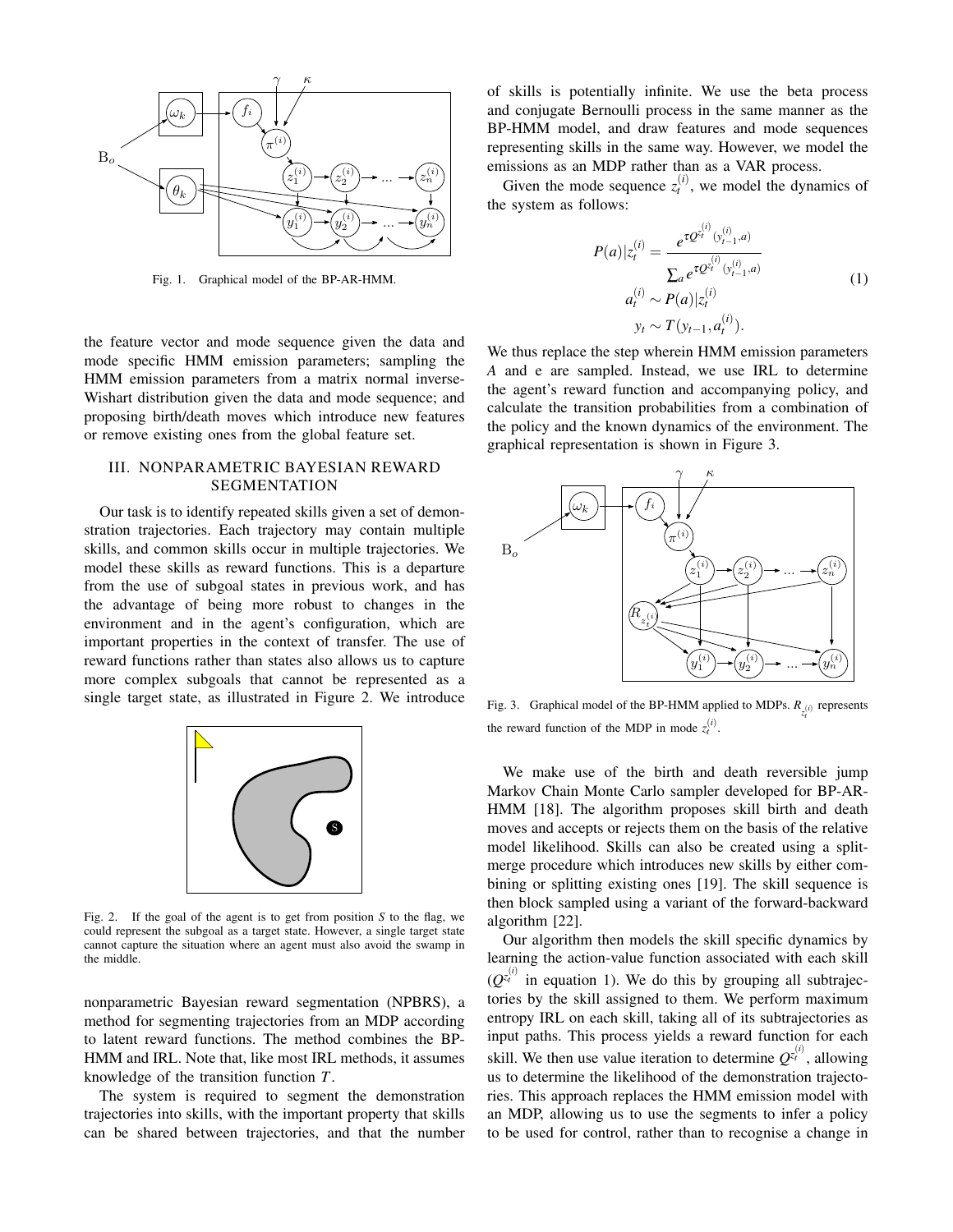Fig. 1. Graphical model of the BP-AR-HMM.

the feature vector and mode sequence given the data and mode specific HMM emission parameters; sampling the HMM emission parameters from a matrix normal inverse-Wishart distribution given the data and mode sequence; and proposing birth/death moves which introduce new features or remove existing ones from the global feature set.

## III. NONPARAMETRIC BAYESIAN REWARD SEGMENTATION

Our task is to identify repeated skills given a set of demonstration trajectories. Each trajectory may contain multiple skills, and common skills occur in multiple trajectories. We model these skills as reward functions. This is a departure from the use of subgoal states in previous work, and has the advantage of being more robust to changes in the environment and in the agent's configuration, which are important properties in the context of transfer. The use of reward functions rather than states also allows us to capture more complex subgoals that cannot be represented as a single target state, as illustrated in Figure 2. We introduce nonparametric Bayesian reward segmentation (NPBRS), a method for segmenting trajectories from an MDP according to latent reward functions. The method combines the BP-HMM and IRL. Note that, like most IRL methods, it assumes knowledge of the transition function $T$.

Fig. 2. If the goal of the agent is to get from position $S$ to the flag, we could represent the subgoal as a target state. However, a single target state cannot capture the situation where an agent must also avoid the swamp in the middle.

The system is required to segment the demonstration trajectories into skills, with the important property that skills can be shared between trajectories, and that the number of skills is potentially infinite. We use the beta process and conjugate Bernoulli process in the same manner as the BP-HMM model, and draw features and mode sequences representing skills in the same way. However, we model the emissions as an MDP rather than as a VAR process.

Given the mode sequence $z_t^{(i)}$, we model the dynamics of the system as follows:

$$
\begin{aligned}
P(a)|z_t^{(i)} &= \frac{e^{\tau Q^{z_t^{(i)}}(y_{t-1}^{(i)},a)}}{\sum_a e^{\tau Q^{z_t^{(i)}}(y_{t-1}^{(i)},a)}} \\
a_t^{(i)} &\sim P(a)|z_t^{(i)} \\
y_t &\sim T(y_{t-1}, a_t^{(i)}).
\end{aligned}
\tag{1}
$$

We thus replace the step wherein HMM emission parameters $A$ and e are sampled. Instead, we use IRL to determine the agent's reward function and accompanying policy, and calculate the transition probabilities from a combination of the policy and the known dynamics of the environment. The graphical representation is shown in Figure 3.

Fig. 3. Graphical model of the BP-HMM applied to MDPs. $R_{z_t^{(i)}}$ represents the reward function of the MDP in mode $z_t^{(i)}$.

We make use of the birth and death reversible jump Markov Chain Monte Carlo sampler developed for BP-AR-HMM [18]. The algorithm proposes skill birth and death moves and accepts or rejects them on the basis of the relative model likelihood. Skills can also be created using a split-merge procedure which introduces new skills by either combining or splitting existing ones [19]. The skill sequence is then block sampled using a variant of the forward-backward algorithm [22].

Our algorithm then models the skill specific dynamics by learning the action-value function associated with each skill ($Q^{z_t^{(i)}}$ in equation 1). We do this by grouping all subtrajectories by the skill assigned to them. We perform maximum entropy IRL on each skill, taking all of its subtrajectories as input paths. This process yields a reward function for each skill. We then use value iteration to determine $Q^{z_t^{(i)}}$, allowing us to determine the likelihood of the demonstration trajectories. This approach replaces the HMM emission model with an MDP, allowing us to use the segments to infer a policy to be used for control, rather than to recognise a change in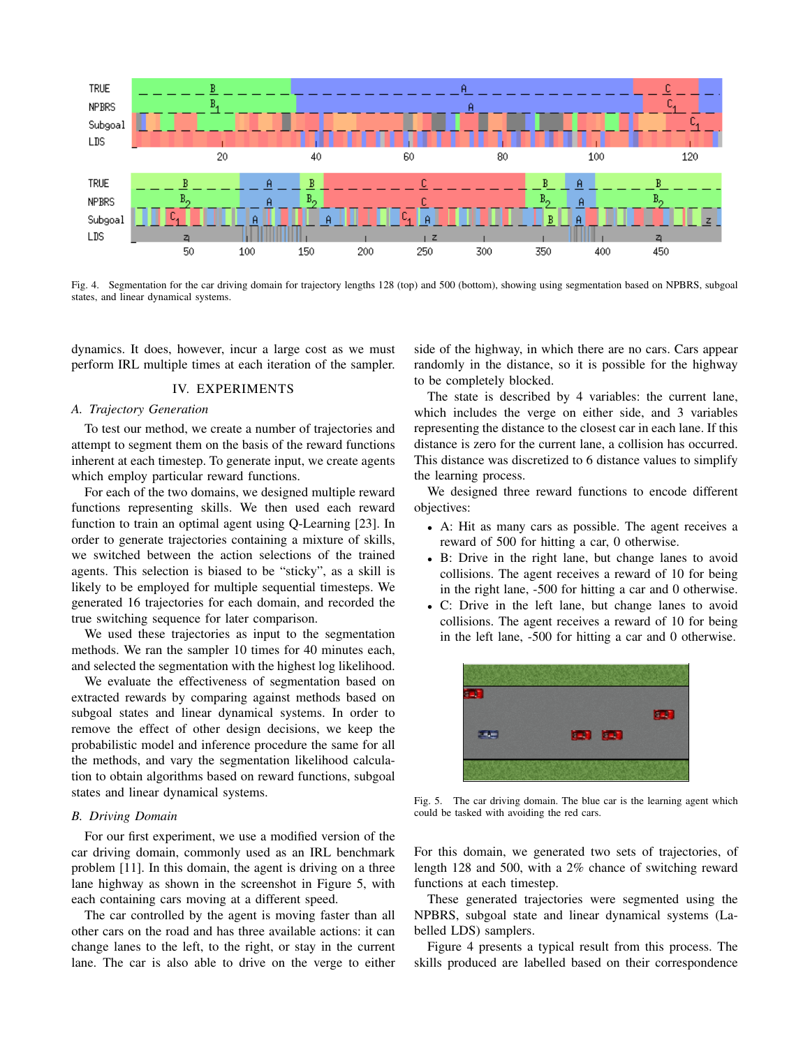Fig. 4. Segmentation for the car driving domain for trajectory lengths 128 (top) and 500 (bottom), showing using segmentation based on NPBRS, subgoal states, and linear dynamical systems.

dynamics. It does, however, incur a large cost as we must perform IRL multiple times at each iteration of the sampler.

## IV. EXPERIMENTS

### A. Trajectory Generation

To test our method, we create a number of trajectories and attempt to segment them on the basis of the reward functions inherent at each timestep. To generate input, we create agents which employ particular reward functions.

For each of the two domains, we designed multiple reward functions representing skills. We then used each reward function to train an optimal agent using Q-Learning [23]. In order to generate trajectories containing a mixture of skills, we switched between the action selections of the trained agents. This selection is biased to be "sticky", as a skill is likely to be employed for multiple sequential timesteps. We generated 16 trajectories for each domain, and recorded the true switching sequence for later comparison.

We used these trajectories as input to the segmentation methods. We ran the sampler 10 times for 40 minutes each, and selected the segmentation with the highest log likelihood.

We evaluate the effectiveness of segmentation based on extracted rewards by comparing against methods based on subgoal states and linear dynamical systems. In order to remove the effect of other design decisions, we keep the probabilistic model and inference procedure the same for all the methods, and vary the segmentation likelihood calculation to obtain algorithms based on reward functions, subgoal states and linear dynamical systems.

### B. Driving Domain

For our first experiment, we use a modified version of the car driving domain, commonly used as an IRL benchmark problem [11]. In this domain, the agent is driving on a three lane highway as shown in the screenshot in Figure 5, with each containing cars moving at a different speed.

The car controlled by the agent is moving faster than all other cars on the road and has three available actions: it can change lanes to the left, to the right, or stay in the current lane. The car is also able to drive on the verge to either side of the highway, in which there are no cars. Cars appear randomly in the distance, so it is possible for the highway to be completely blocked.

The state is described by 4 variables: the current lane, which includes the verge on either side, and 3 variables representing the distance to the closest car in each lane. If this distance is zero for the current lane, a collision has occurred. This distance was discretized to 6 distance values to simplify the learning process.

We designed three reward functions to encode different objectives:

- A: Hit as many cars as possible. The agent receives a reward of 500 for hitting a car, 0 otherwise.
- B: Drive in the right lane, but change lanes to avoid collisions. The agent receives a reward of 10 for being in the right lane, -500 for hitting a car and 0 otherwise.
- C: Drive in the left lane, but change lanes to avoid collisions. The agent receives a reward of 10 for being in the left lane, -500 for hitting a car and 0 otherwise.

Fig. 5. The car driving domain. The blue car is the learning agent which could be tasked with avoiding the red cars.

For this domain, we generated two sets of trajectories, of length 128 and 500, with a 2% chance of switching reward functions at each timestep.

These generated trajectories were segmented using the NPBRS, subgoal state and linear dynamical systems (Labelled LDS) samplers.

Figure 4 presents a typical result from this process. The skills produced are labelled based on their correspondence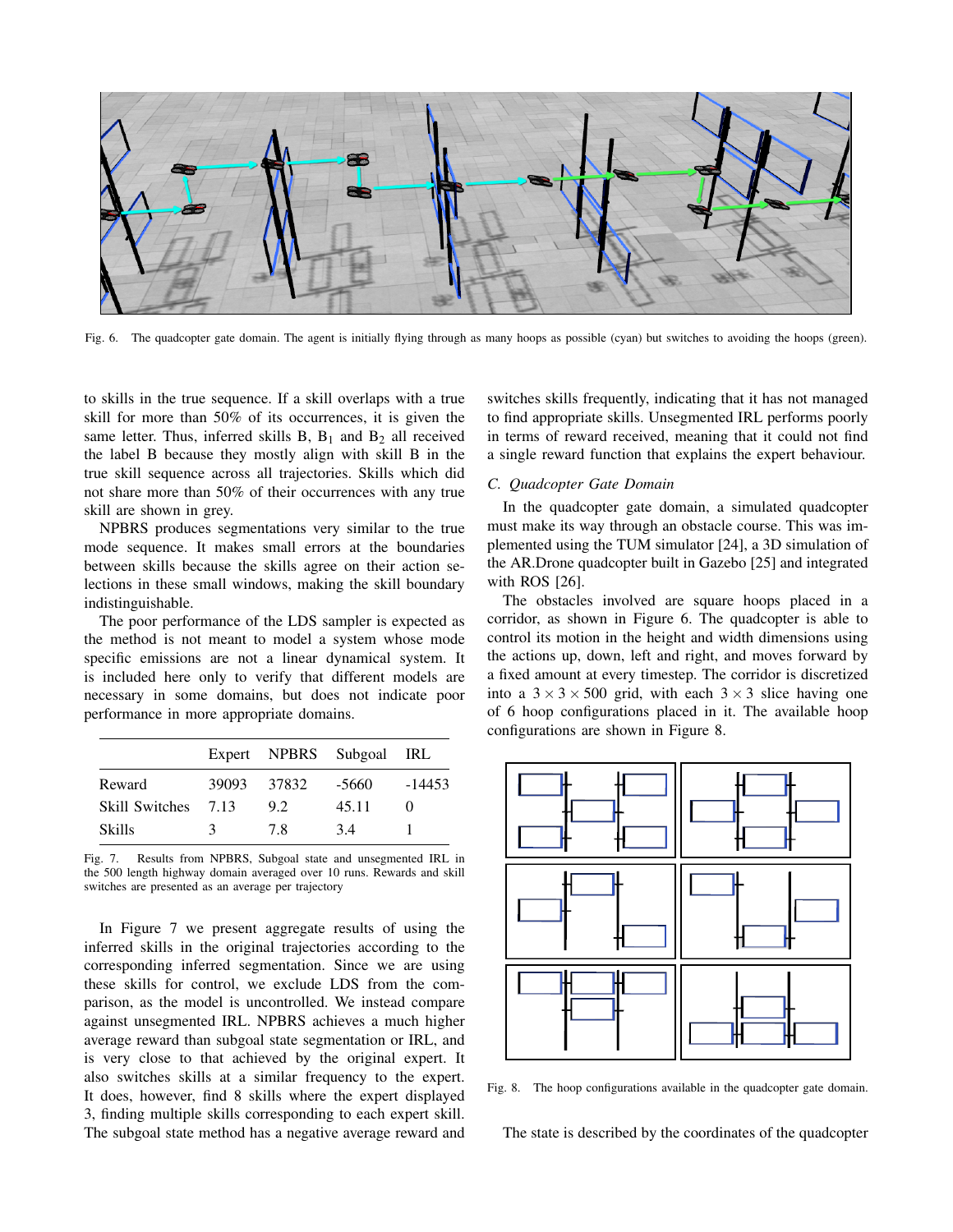Fig. 6. The quadcopter gate domain. The agent is initially flying through as many hoops as possible (cyan) but switches to avoiding the hoops (green).

to skills in the true sequence. If a skill overlaps with a true skill for more than 50% of its occurrences, it is given the same letter. Thus, inferred skills B, $B_1$ and $B_2$ all received the label B because they mostly align with skill B in the true skill sequence across all trajectories. Skills which did not share more than 50% of their occurrences with any true skill are shown in grey.

NPBRS produces segmentations very similar to the true mode sequence. It makes small errors at the boundaries between skills because the skills agree on their action selections in these small windows, making the skill boundary indistinguishable.

The poor performance of the LDS sampler is expected as the method is not meant to model a system whose mode specific emissions are not a linear dynamical system. It is included here only to verify that different models are necessary in some domains, but does not indicate poor performance in more appropriate domains.

| | Expert | NPBRS | Subgoal | IRL |
|---|---|---|---|---|
| Reward | 39093 | 37832 | -5660 | -14453 |
| Skill Switches | 7.13 | 9.2 | 45.11 | 0 |
| Skills | 3 | 7.8 | 3.4 | 1 |

Fig. 7. Results from NPBRS, Subgoal state and unsegmented IRL in the 500 length highway domain averaged over 10 runs. Rewards and skill switches are presented as an average per trajectory

In Figure 7 we present aggregate results of using the inferred skills in the original trajectories according to the corresponding inferred segmentation. Since we are using these skills for control, we exclude LDS from the comparison, as the model is uncontrolled. We instead compare against unsegmented IRL. NPBRS achieves a much higher average reward than subgoal state segmentation or IRL, and is very close to that achieved by the original expert. It also switches skills at a similar frequency to the expert. It does, however, find 8 skills where the expert displayed 3, finding multiple skills corresponding to each expert skill. The subgoal state method has a negative average reward and switches skills frequently, indicating that it has not managed to find appropriate skills. Unsegmented IRL performs poorly in terms of reward received, meaning that it could not find a single reward function that explains the expert behaviour.

### C. Quadcopter Gate Domain

In the quadcopter gate domain, a simulated quadcopter must make its way through an obstacle course. This was implemented using the TUM simulator [24], a 3D simulation of the AR.Drone quadcopter built in Gazebo [25] and integrated with ROS [26].

The obstacles involved are square hoops placed in a corridor, as shown in Figure 6. The quadcopter is able to control its motion in the height and width dimensions using the actions up, down, left and right, and moves forward by a fixed amount at every timestep. The corridor is discretized into a $3 \times 3 \times 500$ grid, with each $3 \times 3$ slice having one of 6 hoop configurations placed in it. The available hoop configurations are shown in Figure 8.

Fig. 8. The hoop configurations available in the quadcopter gate domain.

The state is described by the coordinates of the quadcopter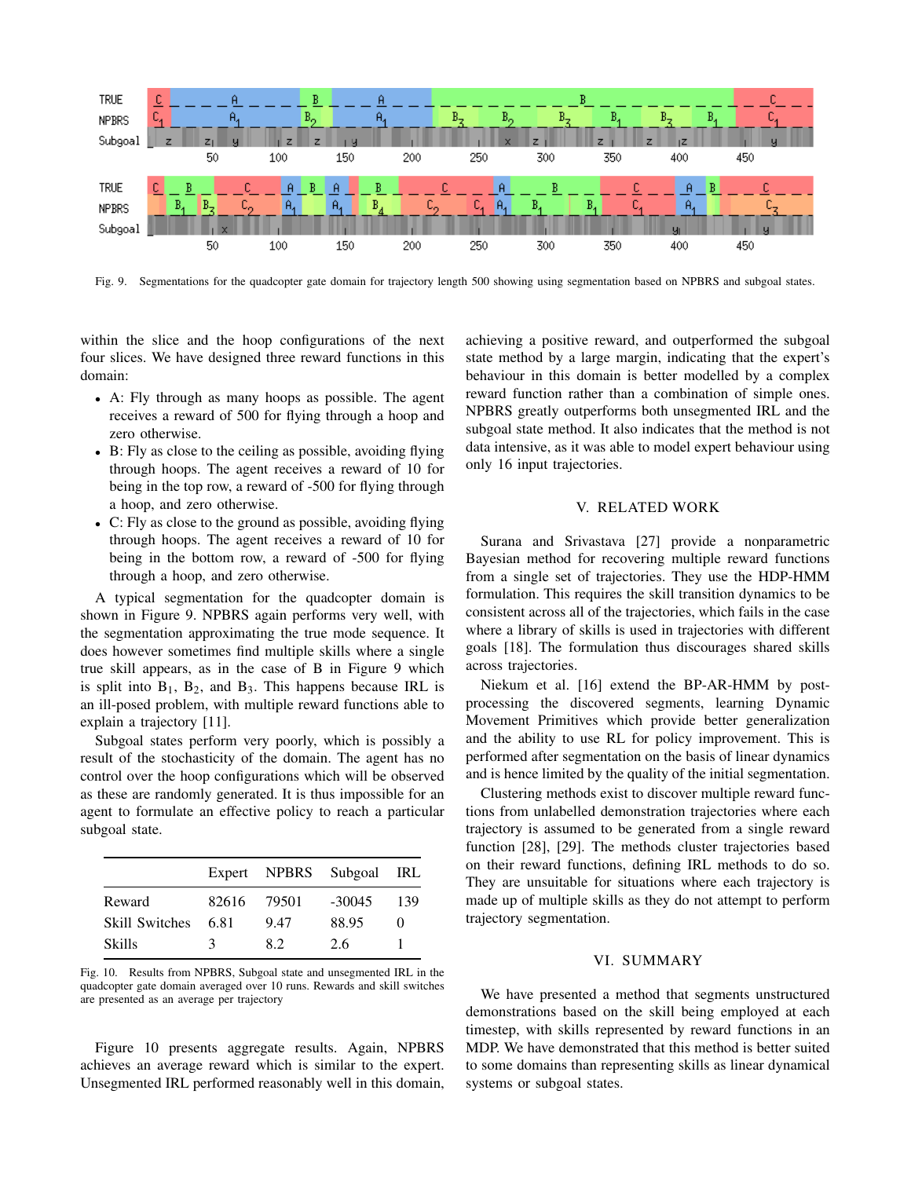Fig. 9. Segmentations for the quadcopter gate domain for trajectory length 500 showing using segmentation based on NPBRS and subgoal states.

within the slice and the hoop configurations of the next four slices. We have designed three reward functions in this domain:

- A: Fly through as many hoops as possible. The agent receives a reward of 500 for flying through a hoop and zero otherwise.
- B: Fly as close to the ceiling as possible, avoiding flying through hoops. The agent receives a reward of 10 for being in the top row, a reward of -500 for flying through a hoop, and zero otherwise.
- C: Fly as close to the ground as possible, avoiding flying through hoops. The agent receives a reward of 10 for being in the bottom row, a reward of -500 for flying through a hoop, and zero otherwise.

A typical segmentation for the quadcopter domain is shown in Figure 9. NPBRS again performs very well, with the segmentation approximating the true mode sequence. It does however sometimes find multiple skills where a single true skill appears, as in the case of B in Figure 9 which is split into $B_1$, $B_2$, and $B_3$. This happens because IRL is an ill-posed problem, with multiple reward functions able to explain a trajectory [11].

Subgoal states perform very poorly, which is possibly a result of the stochasticity of the domain. The agent has no control over the hoop configurations which will be observed as these are randomly generated. It is thus impossible for an agent to formulate an effective policy to reach a particular subgoal state.

| | Expert | NPBRS | Subgoal | IRL |
|---|---|---|---|---|
| Reward | 82616 | 79501 | -30045 | 139 |
| Skill Switches | 6.81 | 9.47 | 88.95 | 0 |
| Skills | 3 | 8.2 | 2.6 | 1 |

Fig. 10. Results from NPBRS, Subgoal state and unsegmented IRL in the quadcopter gate domain averaged over 10 runs. Rewards and skill switches are presented as an average per trajectory

Figure 10 presents aggregate results. Again, NPBRS achieves an average reward which is similar to the expert. Unsegmented IRL performed reasonably well in this domain, achieving a positive reward, and outperformed the subgoal state method by a large margin, indicating that the expert's behaviour in this domain is better modelled by a complex reward function rather than a combination of simple ones. NPBRS greatly outperforms both unsegmented IRL and the subgoal state method. It also indicates that the method is not data intensive, as it was able to model expert behaviour using only 16 input trajectories.

## V. RELATED WORK

Surana and Srivastava [27] provide a nonparametric Bayesian method for recovering multiple reward functions from a single set of trajectories. They use the HDP-HMM formulation. This requires the skill transition dynamics to be consistent across all of the trajectories, which fails in the case where a library of skills is used in trajectories with different goals [18]. The formulation thus discourages shared skills across trajectories.

Niekum et al. [16] extend the BP-AR-HMM by post-processing the discovered segments, learning Dynamic Movement Primitives which provide better generalization and the ability to use RL for policy improvement. This is performed after segmentation on the basis of linear dynamics and is hence limited by the quality of the initial segmentation.

Clustering methods exist to discover multiple reward functions from unlabelled demonstration trajectories where each trajectory is assumed to be generated from a single reward function [28], [29]. The methods cluster trajectories based on their reward functions, defining IRL methods to do so. They are unsuitable for situations where each trajectory is made up of multiple skills as they do not attempt to perform trajectory segmentation.

## VI. SUMMARY

We have presented a method that segments unstructured demonstrations based on the skill being employed at each timestep, with skills represented by reward functions in an MDP. We have demonstrated that this method is better suited to some domains than representing skills as linear dynamical systems or subgoal states.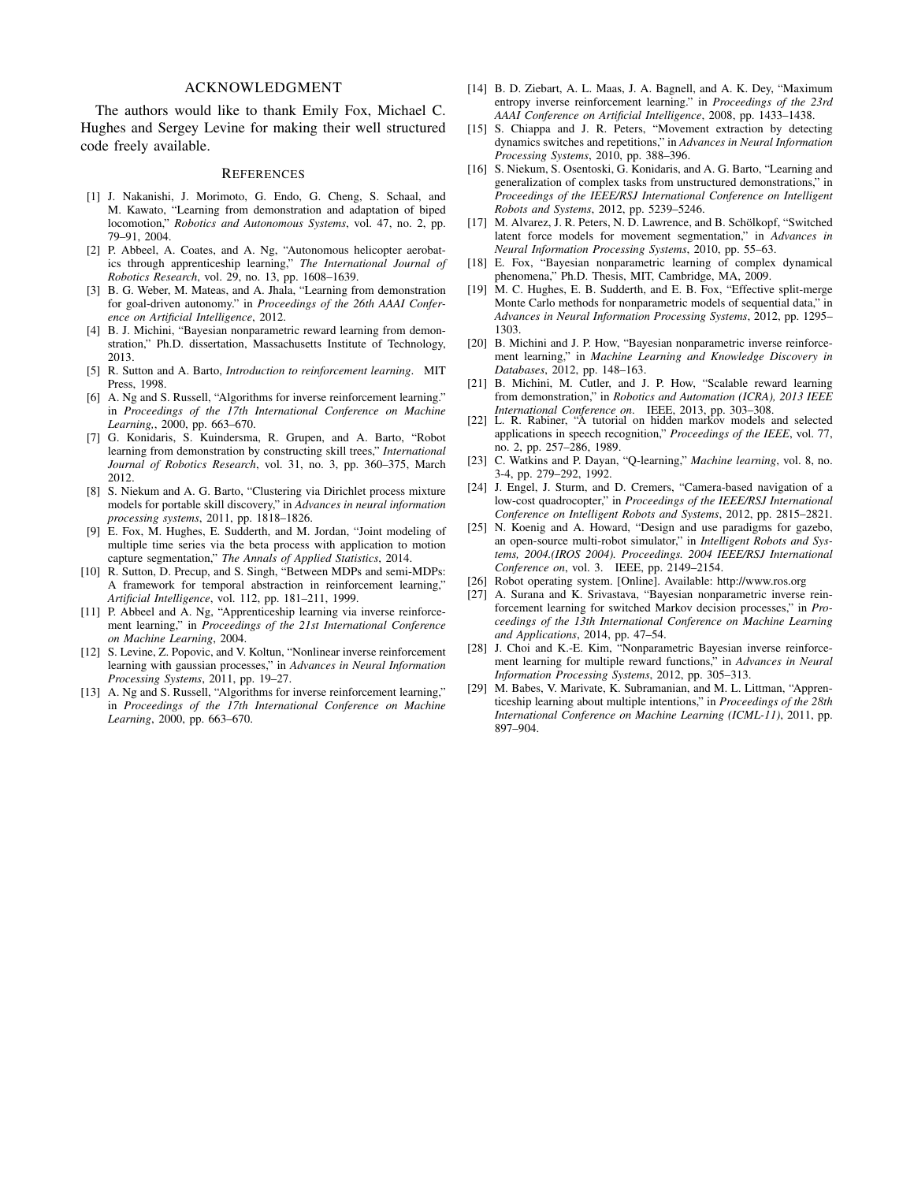## ACKNOWLEDGMENT

The authors would like to thank Emily Fox, Michael C. Hughes and Sergey Levine for making their well structured code freely available.

## REFERENCES

[1] J. Nakanishi, J. Morimoto, G. Endo, G. Cheng, S. Schaal, and M. Kawato, "Learning from demonstration and adaptation of biped locomotion," *Robotics and Autonomous Systems*, vol. 47, no. 2, pp. 79–91, 2004.

[2] P. Abbeel, A. Coates, and A. Ng, "Autonomous helicopter aerobatics through apprenticeship learning," *The International Journal of Robotics Research*, vol. 29, no. 13, pp. 1608–1639.

[3] B. G. Weber, M. Mateas, and A. Jhala, "Learning from demonstration for goal-driven autonomy." in *Proceedings of the 26th AAAI Conference on Artificial Intelligence*, 2012.

[4] B. J. Michini, "Bayesian nonparametric reward learning from demonstration," Ph.D. dissertation, Massachusetts Institute of Technology, 2013.

[5] R. Sutton and A. Barto, *Introduction to reinforcement learning*. MIT Press, 1998.

[6] A. Ng and S. Russell, "Algorithms for inverse reinforcement learning." in *Proceedings of the 17th International Conference on Machine Learning,*, 2000, pp. 663–670.

[7] G. Konidaris, S. Kuindersma, R. Grupen, and A. Barto, "Robot learning from demonstration by constructing skill trees," *International Journal of Robotics Research*, vol. 31, no. 3, pp. 360–375, March 2012.

[8] S. Niekum and A. G. Barto, "Clustering via Dirichlet process mixture models for portable skill discovery," in *Advances in neural information processing systems*, 2011, pp. 1818–1826.

[9] E. Fox, M. Hughes, E. Sudderth, and M. Jordan, "Joint modeling of multiple time series via the beta process with application to motion capture segmentation," *The Annals of Applied Statistics*, 2014.

[10] R. Sutton, D. Precup, and S. Singh, "Between MDPs and semi-MDPs: A framework for temporal abstraction in reinforcement learning," *Artificial Intelligence*, vol. 112, pp. 181–211, 1999.

[11] P. Abbeel and A. Ng, "Apprenticeship learning via inverse reinforcement learning," in *Proceedings of the 21st International Conference on Machine Learning*, 2004.

[12] S. Levine, Z. Popovic, and V. Koltun, "Nonlinear inverse reinforcement learning with gaussian processes," in *Advances in Neural Information Processing Systems*, 2011, pp. 19–27.

[13] A. Ng and S. Russell, "Algorithms for inverse reinforcement learning," in *Proceedings of the 17th International Conference on Machine Learning*, 2000, pp. 663–670.

[14] B. D. Ziebart, A. L. Maas, J. A. Bagnell, and A. K. Dey, "Maximum entropy inverse reinforcement learning." in *Proceedings of the 23rd AAAI Conference on Artificial Intelligence*, 2008, pp. 1433–1438.

[15] S. Chiappa and J. R. Peters, "Movement extraction by detecting dynamics switches and repetitions," in *Advances in Neural Information Processing Systems*, 2010, pp. 388–396.

[16] S. Niekum, S. Osentoski, G. Konidaris, and A. G. Barto, "Learning and generalization of complex tasks from unstructured demonstrations," in *Proceedings of the IEEE/RSJ International Conference on Intelligent Robots and Systems*, 2012, pp. 5239–5246.

[17] M. Alvarez, J. R. Peters, N. D. Lawrence, and B. Schölkopf, "Switched latent force models for movement segmentation," in *Advances in Neural Information Processing Systems*, 2010, pp. 55–63.

[18] E. Fox, "Bayesian nonparametric learning of complex dynamical phenomena," Ph.D. Thesis, MIT, Cambridge, MA, 2009.

[19] M. C. Hughes, E. B. Sudderth, and E. B. Fox, "Effective split-merge Monte Carlo methods for nonparametric models of sequential data," in *Advances in Neural Information Processing Systems*, 2012, pp. 1295–1303.

[20] B. Michini and J. P. How, "Bayesian nonparametric inverse reinforcement learning," in *Machine Learning and Knowledge Discovery in Databases*, 2012, pp. 148–163.

[21] B. Michini, M. Cutler, and J. P. How, "Scalable reward learning from demonstration," in *Robotics and Automation (ICRA), 2013 IEEE International Conference on*. IEEE, 2013, pp. 303–308.

[22] L. R. Rabiner, "A tutorial on hidden markov models and selected applications in speech recognition," *Proceedings of the IEEE*, vol. 77, no. 2, pp. 257–286, 1989.

[23] C. Watkins and P. Dayan, "Q-learning," *Machine learning*, vol. 8, no. 3-4, pp. 279–292, 1992.

[24] J. Engel, J. Sturm, and D. Cremers, "Camera-based navigation of a low-cost quadrocopter," in *Proceedings of the IEEE/RSJ International Conference on Intelligent Robots and Systems*, 2012, pp. 2815–2821.

[25] N. Koenig and A. Howard, "Design and use paradigms for gazebo, an open-source multi-robot simulator," in *Intelligent Robots and Systems, 2004.(IROS 2004). Proceedings. 2004 IEEE/RSJ International Conference on*, vol. 3. IEEE, pp. 2149–2154.

[26] Robot operating system. [Online]. Available: http://www.ros.org

[27] A. Surana and K. Srivastava, "Bayesian nonparametric inverse reinforcement learning for switched Markov decision processes," in *Proceedings of the 13th International Conference on Machine Learning and Applications*, 2014, pp. 47–54.

[28] J. Choi and K.-E. Kim, "Nonparametric Bayesian inverse reinforcement learning for multiple reward functions," in *Advances in Neural Information Processing Systems*, 2012, pp. 305–313.

[29] M. Babes, V. Marivate, K. Subramanian, and M. L. Littman, "Apprenticeship learning about multiple intentions," in *Proceedings of the 28th International Conference on Machine Learning (ICML-11)*, 2011, pp. 897–904.